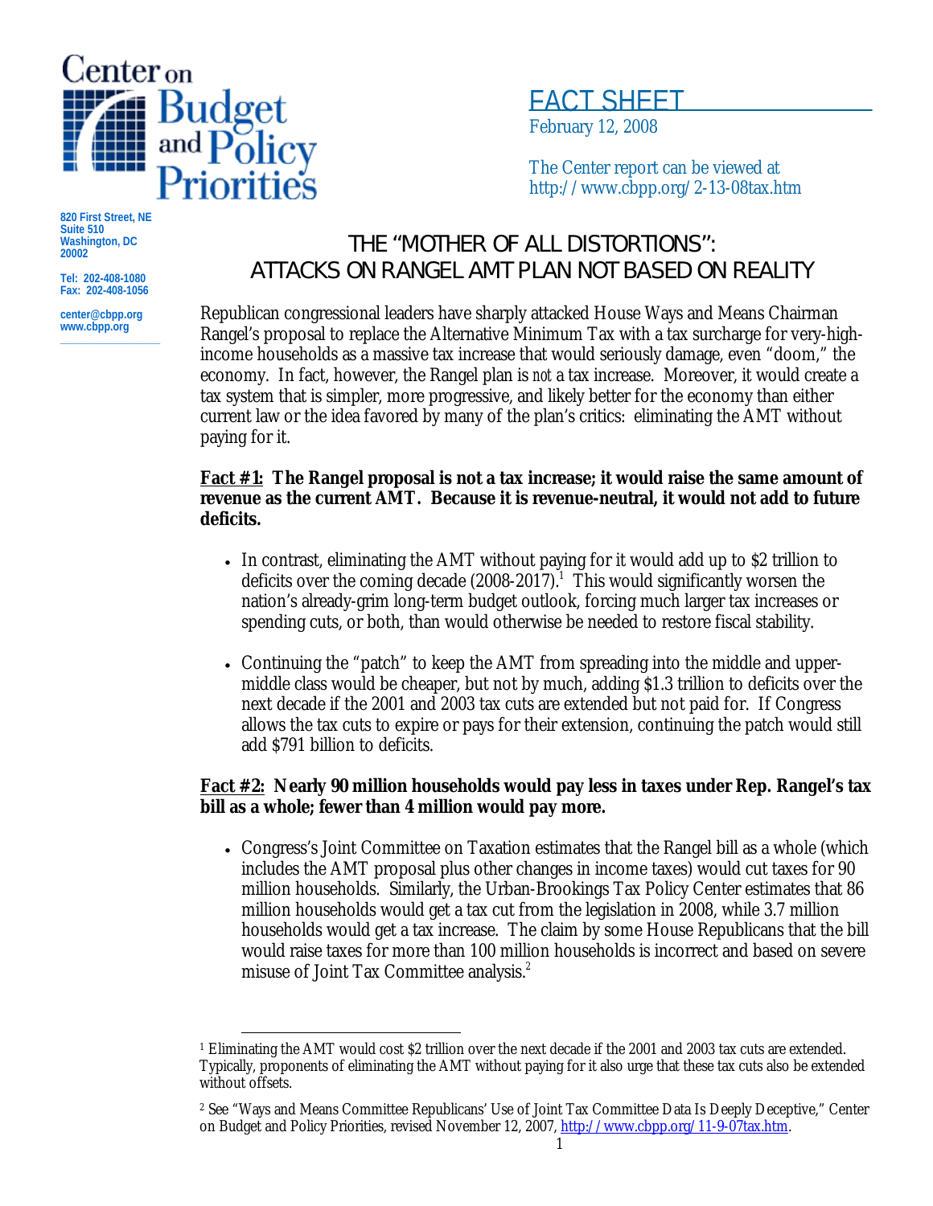Center on Budget and Policy Priorities

820 First Street, NE
Suite 510
Washington, DC
20002

Tel: 202-408-1080
Fax: 202-408-1056

center@cbpp.org
www.cbpp.org

FACT SHEET
February 12, 2008

The Center report can be viewed at
http://www.cbpp.org/2-13-08tax.htm

# THE "MOTHER OF ALL DISTORTIONS": ATTACKS ON RANGEL AMT PLAN NOT BASED ON REALITY

Republican congressional leaders have sharply attacked House Ways and Means Chairman Rangel's proposal to replace the Alternative Minimum Tax with a tax surcharge for very-high-income households as a massive tax increase that would seriously damage, even "doom," the economy. In fact, however, the Rangel plan is *not* a tax increase. Moreover, it would create a tax system that is simpler, more progressive, and likely better for the economy than either current law or the idea favored by many of the plan's critics: eliminating the AMT without paying for it.

**Fact #1: The Rangel proposal is not a tax increase; it would raise the same amount of revenue as the current AMT. Because it is revenue-neutral, it would not add to future deficits.**

- In contrast, eliminating the AMT without paying for it would add up to $2 trillion to deficits over the coming decade (2008-2017).[1] This would significantly worsen the nation's already-grim long-term budget outlook, forcing much larger tax increases or spending cuts, or both, than would otherwise be needed to restore fiscal stability.
- Continuing the "patch" to keep the AMT from spreading into the middle and upper-middle class would be cheaper, but not by much, adding $1.3 trillion to deficits over the next decade if the 2001 and 2003 tax cuts are extended but not paid for. If Congress allows the tax cuts to expire or pays for their extension, continuing the patch would still add $791 billion to deficits.

**Fact #2: Nearly 90 million households would pay less in taxes under Rep. Rangel's tax bill as a whole; fewer than 4 million would pay more.**

- Congress's Joint Committee on Taxation estimates that the Rangel bill as a whole (which includes the AMT proposal plus other changes in income taxes) would cut taxes for 90 million households. Similarly, the Urban-Brookings Tax Policy Center estimates that 86 million households would get a tax cut from the legislation in 2008, while 3.7 million households would get a tax increase. The claim by some House Republicans that the bill would raise taxes for more than 100 million households is incorrect and based on severe misuse of Joint Tax Committee analysis.[2]

---

[1] Eliminating the AMT would cost $2 trillion over the next decade if the 2001 and 2003 tax cuts are extended. Typically, proponents of eliminating the AMT without paying for it also urge that these tax cuts also be extended without offsets.

[2] See "Ways and Means Committee Republicans' Use of Joint Tax Committee Data Is Deeply Deceptive," Center on Budget and Policy Priorities, revised November 12, 2007, http://www.cbpp.org/11-9-07tax.htm.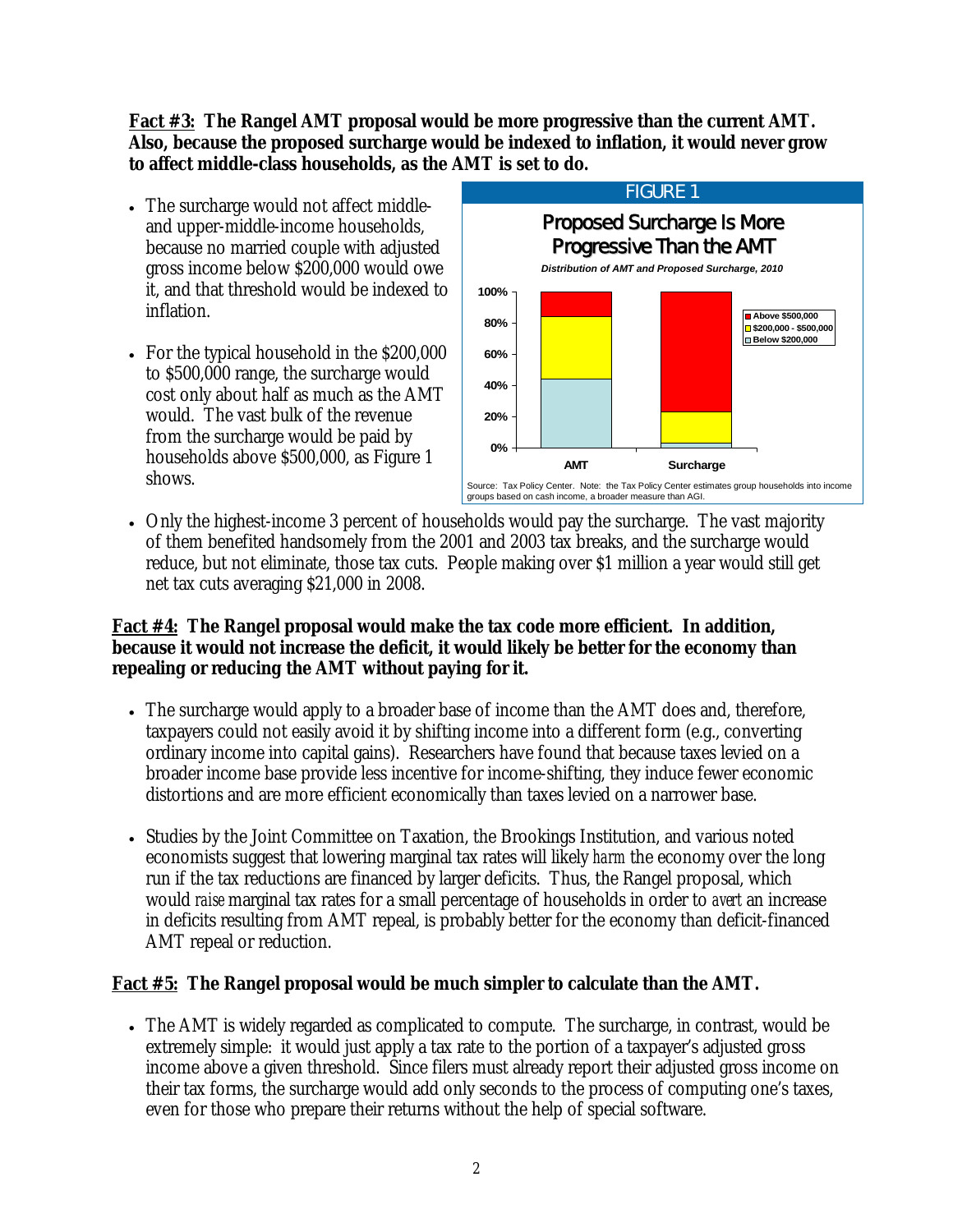**Fact #3: The Rangel AMT proposal would be more progressive than the current AMT. Also, because the proposed surcharge would be indexed to inflation, it would never grow to affect middle-class households, as the AMT is set to do.**

- The surcharge would not affect middle- and upper-middle-income households, because no married couple with adjusted gross income below $200,000 would owe it, and that threshold would be indexed to inflation.

- For the typical household in the $200,000 to $500,000 range, the surcharge would cost only about half as much as the AMT would. The vast bulk of the revenue from the surcharge would be paid by households above $500,000, as Figure 1 shows.

FIGURE 1

Proposed Surcharge Is More Progressive Than the AMT

*Distribution of AMT and Proposed Surcharge, 2010*

100%
80%
60%
40%
20%
0%

AMT
Surcharge

Above $500,000
$200,000 - $500,000
Below $200,000

Source: Tax Policy Center. Note: the Tax Policy Center estimates group households into income groups based on cash income, a broader measure than AGI.

- Only the highest-income 3 percent of households would pay the surcharge. The vast majority of them benefited handsomely from the 2001 and 2003 tax breaks, and the surcharge would reduce, but not eliminate, those tax cuts. People making over $1 million a year would still get net tax cuts averaging $21,000 in 2008.

**Fact #4: The Rangel proposal would make the tax code more efficient. In addition, because it would not increase the deficit, it would likely be better for the economy than repealing or reducing the AMT without paying for it.**

- The surcharge would apply to a broader base of income than the AMT does and, therefore, taxpayers could not easily avoid it by shifting income into a different form (e.g., converting ordinary income into capital gains). Researchers have found that because taxes levied on a broader income base provide less incentive for income-shifting, they induce fewer economic distortions and are more efficient economically than taxes levied on a narrower base.

- Studies by the Joint Committee on Taxation, the Brookings Institution, and various noted economists suggest that lowering marginal tax rates will likely *harm* the economy over the long run if the tax reductions are financed by larger deficits. Thus, the Rangel proposal, which would *raise* marginal tax rates for a small percentage of households in order to *avert* an increase in deficits resulting from AMT repeal, is probably better for the economy than deficit-financed AMT repeal or reduction.

**Fact #5: The Rangel proposal would be much simpler to calculate than the AMT.**

- The AMT is widely regarded as complicated to compute. The surcharge, in contrast, would be extremely simple: it would just apply a tax rate to the portion of a taxpayer's adjusted gross income above a given threshold. Since filers must already report their adjusted gross income on their tax forms, the surcharge would add only seconds to the process of computing one's taxes, even for those who prepare their returns without the help of special software.